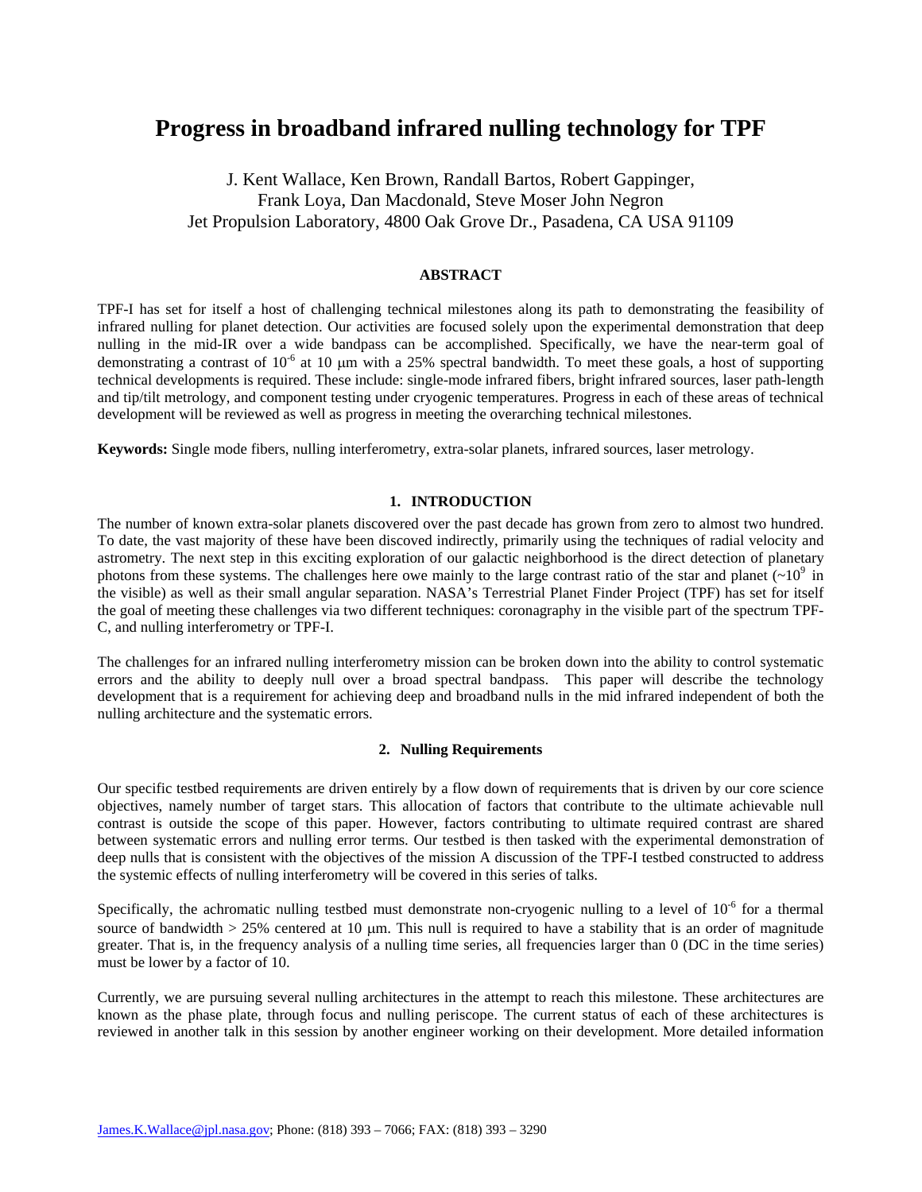# Progress in broadband infrared nulling technology for TPF

J. Kent Wallace, Ken Brown, Randall Bartos, Robert Gappinger, Frank Loya, Dan Macdonald, Steve Moser John Negron
Jet Propulsion Laboratory, 4800 Oak Grove Dr., Pasadena, CA USA 91109

## ABSTRACT

TPF-I has set for itself a host of challenging technical milestones along its path to demonstrating the feasibility of infrared nulling for planet detection. Our activities are focused solely upon the experimental demonstration that deep nulling in the mid-IR over a wide bandpass can be accomplished. Specifically, we have the near-term goal of demonstrating a contrast of $10^{-6}$ at 10 μm with a 25% spectral bandwidth. To meet these goals, a host of supporting technical developments is required. These include: single-mode infrared fibers, bright infrared sources, laser path-length and tip/tilt metrology, and component testing under cryogenic temperatures. Progress in each of these areas of technical development will be reviewed as well as progress in meeting the overarching technical milestones.

**Keywords:** Single mode fibers, nulling interferometry, extra-solar planets, infrared sources, laser metrology.

## 1. INTRODUCTION

The number of known extra-solar planets discovered over the past decade has grown from zero to almost two hundred. To date, the vast majority of these have been discoved indirectly, primarily using the techniques of radial velocity and astrometry. The next step in this exciting exploration of our galactic neighborhood is the direct detection of planetary photons from these systems. The challenges here owe mainly to the large contrast ratio of the star and planet ($\sim 10^9$ in the visible) as well as their small angular separation. NASA's Terrestrial Planet Finder Project (TPF) has set for itself the goal of meeting these challenges via two different techniques: coronagraphy in the visible part of the spectrum TPF-C, and nulling interferometry or TPF-I.

The challenges for an infrared nulling interferometry mission can be broken down into the ability to control systematic errors and the ability to deeply null over a broad spectral bandpass. This paper will describe the technology development that is a requirement for achieving deep and broadband nulls in the mid infrared independent of both the nulling architecture and the systematic errors.

## 2. Nulling Requirements

Our specific testbed requirements are driven entirely by a flow down of requirements that is driven by our core science objectives, namely number of target stars. This allocation of factors that contribute to the ultimate achievable null contrast is outside the scope of this paper. However, factors contributing to ultimate required contrast are shared between systematic errors and nulling error terms. Our testbed is then tasked with the experimental demonstration of deep nulls that is consistent with the objectives of the mission A discussion of the TPF-I testbed constructed to address the systemic effects of nulling interferometry will be covered in this series of talks.

Specifically, the achromatic nulling testbed must demonstrate non-cryogenic nulling to a level of $10^{-6}$ for a thermal source of bandwidth > 25% centered at 10 μm. This null is required to have a stability that is an order of magnitude greater. That is, in the frequency analysis of a nulling time series, all frequencies larger than 0 (DC in the time series) must be lower by a factor of 10.

Currently, we are pursuing several nulling architectures in the attempt to reach this milestone. These architectures are known as the phase plate, through focus and nulling periscope. The current status of each of these architectures is reviewed in another talk in this session by another engineer working on their development. More detailed information

James.K.Wallace@jpl.nasa.gov; Phone: (818) 393 – 7066; FAX: (818) 393 – 3290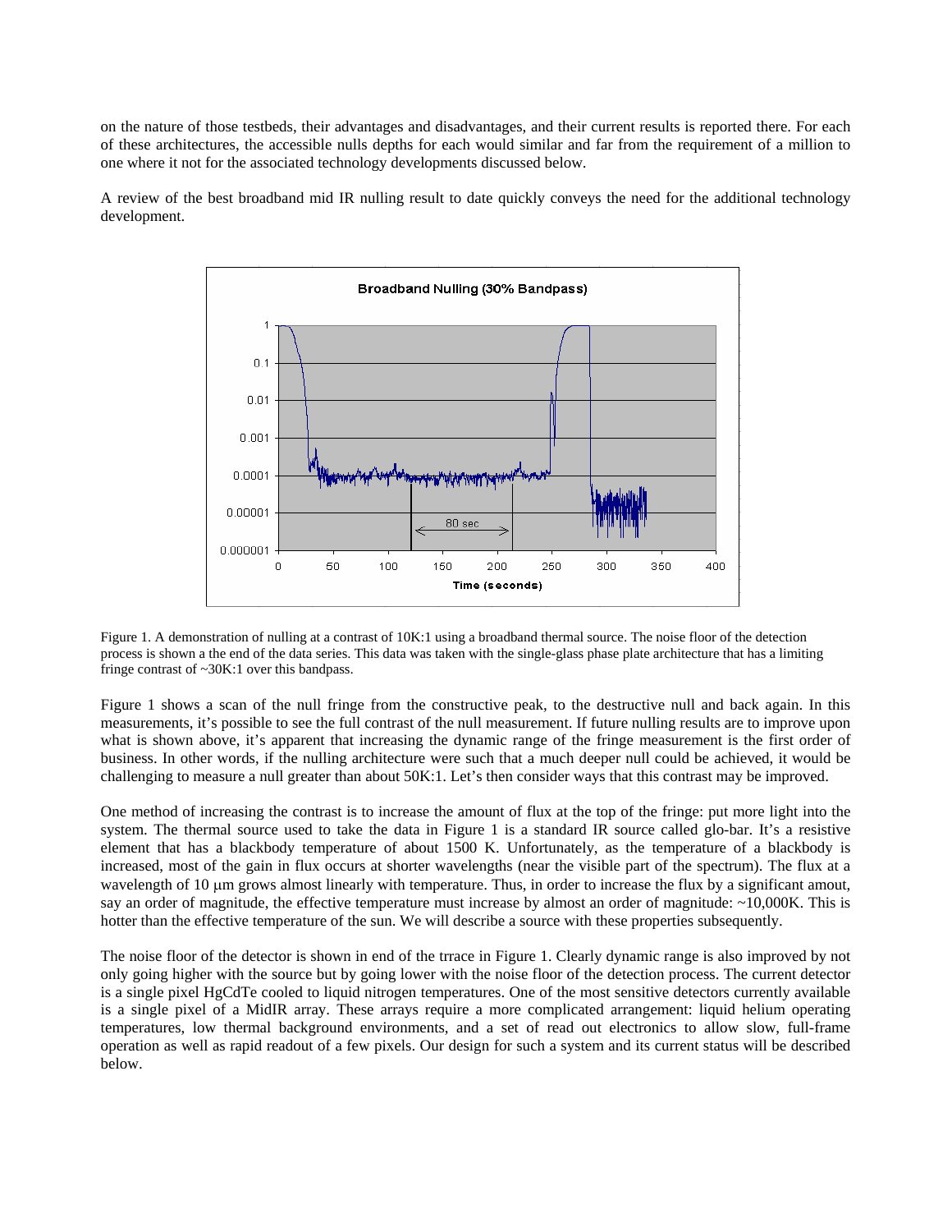on the nature of those testbeds, their advantages and disadvantages, and their current results is reported there. For each of these architectures, the accessible nulls depths for each would similar and far from the requirement of a million to one where it not for the associated technology developments discussed below.

A review of the best broadband mid IR nulling result to date quickly conveys the need for the additional technology development.

Figure 1. A demonstration of nulling at a contrast of 10K:1 using a broadband thermal source. The noise floor of the detection process is shown a the end of the data series. This data was taken with the single-glass phase plate architecture that has a limiting fringe contrast of ~30K:1 over this bandpass.

Figure 1 shows a scan of the null fringe from the constructive peak, to the destructive null and back again. In this measurements, it's possible to see the full contrast of the null measurement. If future nulling results are to improve upon what is shown above, it's apparent that increasing the dynamic range of the fringe measurement is the first order of business. In other words, if the nulling architecture were such that a much deeper null could be achieved, it would be challenging to measure a null greater than about 50K:1. Let's then consider ways that this contrast may be improved.

One method of increasing the contrast is to increase the amount of flux at the top of the fringe: put more light into the system. The thermal source used to take the data in Figure 1 is a standard IR source called glo-bar. It's a resistive element that has a blackbody temperature of about 1500 K. Unfortunately, as the temperature of a blackbody is increased, most of the gain in flux occurs at shorter wavelengths (near the visible part of the spectrum). The flux at a wavelength of 10 μm grows almost linearly with temperature. Thus, in order to increase the flux by a significant amout, say an order of magnitude, the effective temperature must increase by almost an order of magnitude: ~10,000K. This is hotter than the effective temperature of the sun. We will describe a source with these properties subsequently.

The noise floor of the detector is shown in end of the trrace in Figure 1. Clearly dynamic range is also improved by not only going higher with the source but by going lower with the noise floor of the detection process. The current detector is a single pixel HgCdTe cooled to liquid nitrogen temperatures. One of the most sensitive detectors currently available is a single pixel of a MidIR array. These arrays require a more complicated arrangement: liquid helium operating temperatures, low thermal background environments, and a set of read out electronics to allow slow, full-frame operation as well as rapid readout of a few pixels. Our design for such a system and its current status will be described below.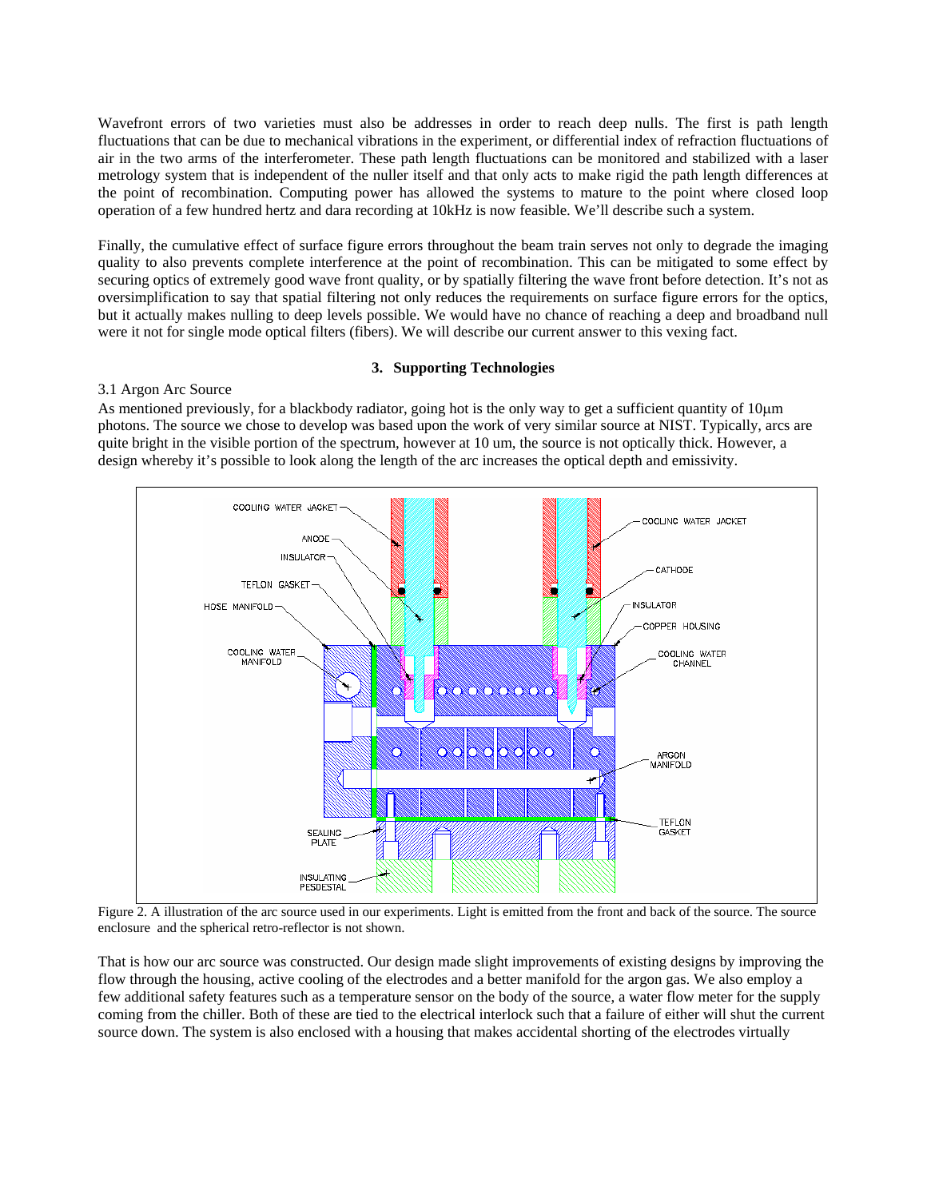Wavefront errors of two varieties must also be addresses in order to reach deep nulls. The first is path length fluctuations that can be due to mechanical vibrations in the experiment, or differential index of refraction fluctuations of air in the two arms of the interferometer. These path length fluctuations can be monitored and stabilized with a laser metrology system that is independent of the nuller itself and that only acts to make rigid the path length differences at the point of recombination. Computing power has allowed the systems to mature to the point where closed loop operation of a few hundred hertz and dara recording at 10kHz is now feasible. We'll describe such a system.

Finally, the cumulative effect of surface figure errors throughout the beam train serves not only to degrade the imaging quality to also prevents complete interference at the point of recombination. This can be mitigated to some effect by securing optics of extremely good wave front quality, or by spatially filtering the wave front before detection. It's not as oversimplification to say that spatial filtering not only reduces the requirements on surface figure errors for the optics, but it actually makes nulling to deep levels possible. We would have no chance of reaching a deep and broadband null were it not for single mode optical filters (fibers). We will describe our current answer to this vexing fact.

## 3. Supporting Technologies

### 3.1 Argon Arc Source

As mentioned previously, for a blackbody radiator, going hot is the only way to get a sufficient quantity of 10μm photons. The source we chose to develop was based upon the work of very similar source at NIST. Typically, arcs are quite bright in the visible portion of the spectrum, however at 10 um, the source is not optically thick. However, a design whereby it's possible to look along the length of the arc increases the optical depth and emissivity.

Figure 2. A illustration of the arc source used in our experiments. Light is emitted from the front and back of the source. The source enclosure and the spherical retro-reflector is not shown.

That is how our arc source was constructed. Our design made slight improvements of existing designs by improving the flow through the housing, active cooling of the electrodes and a better manifold for the argon gas. We also employ a few additional safety features such as a temperature sensor on the body of the source, a water flow meter for the supply coming from the chiller. Both of these are tied to the electrical interlock such that a failure of either will shut the current source down. The system is also enclosed with a housing that makes accidental shorting of the electrodes virtually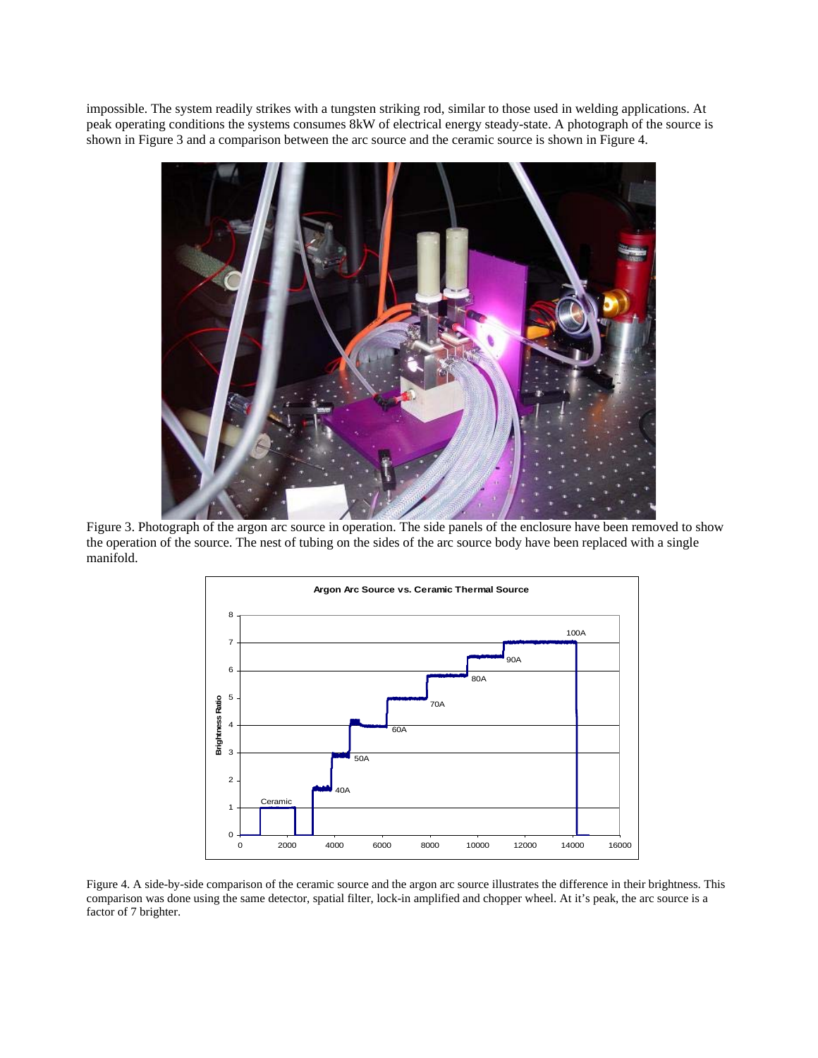impossible. The system readily strikes with a tungsten striking rod, similar to those used in welding applications. At peak operating conditions the systems consumes 8kW of electrical energy steady-state. A photograph of the source is shown in Figure 3 and a comparison between the arc source and the ceramic source is shown in Figure 4.

Figure 3. Photograph of the argon arc source in operation. The side panels of the enclosure have been removed to show the operation of the source. The nest of tubing on the sides of the arc source body have been replaced with a single manifold.

Figure 4. A side-by-side comparison of the ceramic source and the argon arc source illustrates the difference in their brightness. This comparison was done using the same detector, spatial filter, lock-in amplified and chopper wheel. At it's peak, the arc source is a factor of 7 brighter.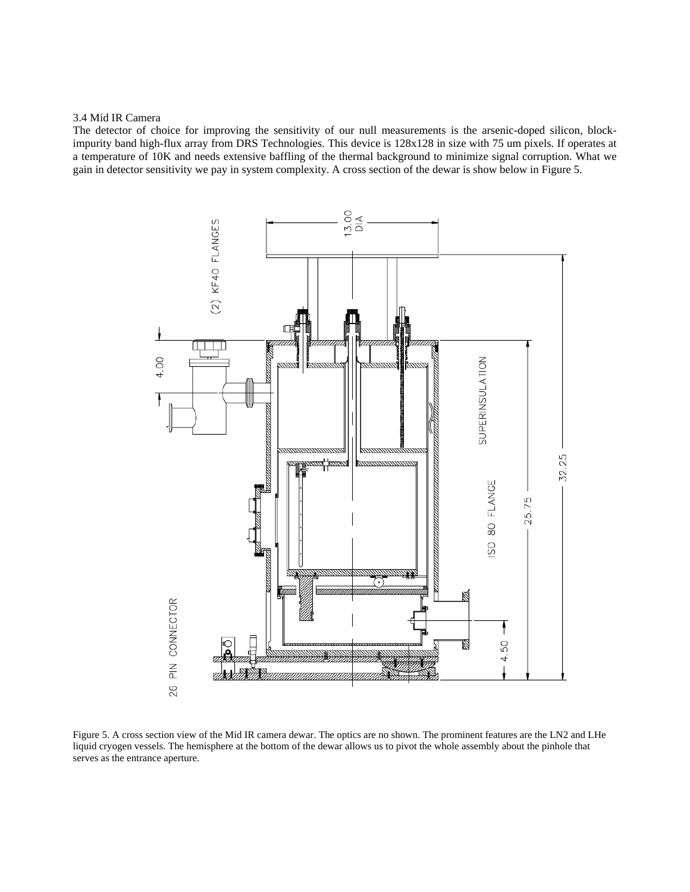### 3.4 Mid IR Camera

The detector of choice for improving the sensitivity of our null measurements is the arsenic-doped silicon, block-impurity band high-flux array from DRS Technologies. This device is 128x128 in size with 75 um pixels. If operates at a temperature of 10K and needs extensive baffling of the thermal background to minimize signal corruption. What we gain in detector sensitivity we pay in system complexity. A cross section of the dewar is show below in Figure 5.

Figure 5. A cross section view of the Mid IR camera dewar. The optics are no shown. The prominent features are the LN2 and LHe liquid cryogen vessels. The hemisphere at the bottom of the dewar allows us to pivot the whole assembly about the pinhole that serves as the entrance aperture.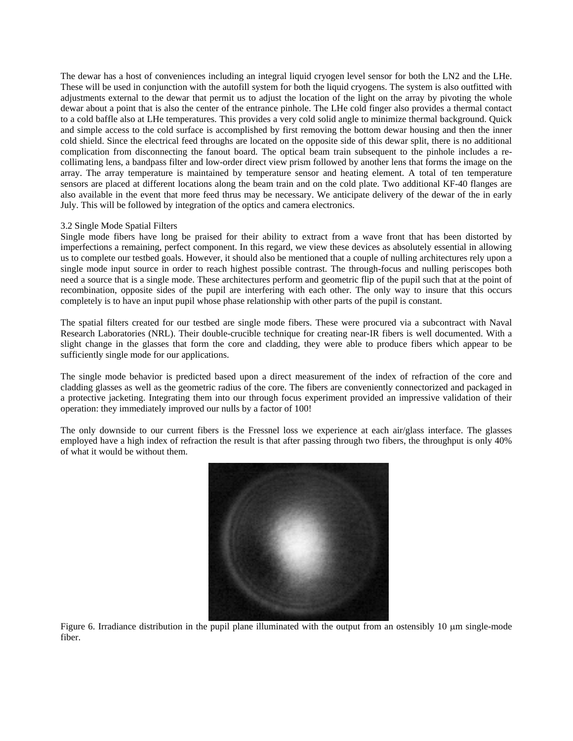The dewar has a host of conveniences including an integral liquid cryogen level sensor for both the LN2 and the LHe. These will be used in conjunction with the autofill system for both the liquid cryogens. The system is also outfitted with adjustments external to the dewar that permit us to adjust the location of the light on the array by pivoting the whole dewar about a point that is also the center of the entrance pinhole. The LHe cold finger also provides a thermal contact to a cold baffle also at LHe temperatures. This provides a very cold solid angle to minimize thermal background. Quick and simple access to the cold surface is accomplished by first removing the bottom dewar housing and then the inner cold shield. Since the electrical feed throughs are located on the opposite side of this dewar split, there is no additional complication from disconnecting the fanout board. The optical beam train subsequent to the pinhole includes a re-collimating lens, a bandpass filter and low-order direct view prism followed by another lens that forms the image on the array. The array temperature is maintained by temperature sensor and heating element. A total of ten temperature sensors are placed at different locations along the beam train and on the cold plate. Two additional KF-40 flanges are also available in the event that more feed thrus may be necessary. We anticipate delivery of the dewar of the in early July. This will be followed by integration of the optics and camera electronics.

### 3.2 Single Mode Spatial Filters

Single mode fibers have long be praised for their ability to extract from a wave front that has been distorted by imperfections a remaining, perfect component. In this regard, we view these devices as absolutely essential in allowing us to complete our testbed goals. However, it should also be mentioned that a couple of nulling architectures rely upon a single mode input source in order to reach highest possible contrast. The through-focus and nulling periscopes both need a source that is a single mode. These architectures perform and geometric flip of the pupil such that at the point of recombination, opposite sides of the pupil are interfering with each other. The only way to insure that this occurs completely is to have an input pupil whose phase relationship with other parts of the pupil is constant.

The spatial filters created for our testbed are single mode fibers. These were procured via a subcontract with Naval Research Laboratories (NRL). Their double-crucible technique for creating near-IR fibers is well documented. With a slight change in the glasses that form the core and cladding, they were able to produce fibers which appear to be sufficiently single mode for our applications.

The single mode behavior is predicted based upon a direct measurement of the index of refraction of the core and cladding glasses as well as the geometric radius of the core. The fibers are conveniently connectorized and packaged in a protective jacketing. Integrating them into our through focus experiment provided an impressive validation of their operation: they immediately improved our nulls by a factor of 100!

The only downside to our current fibers is the Fressnel loss we experience at each air/glass interface. The glasses employed have a high index of refraction the result is that after passing through two fibers, the throughput is only 40% of what it would be without them.

Figure 6. Irradiance distribution in the pupil plane illuminated with the output from an ostensibly 10 μm single-mode fiber.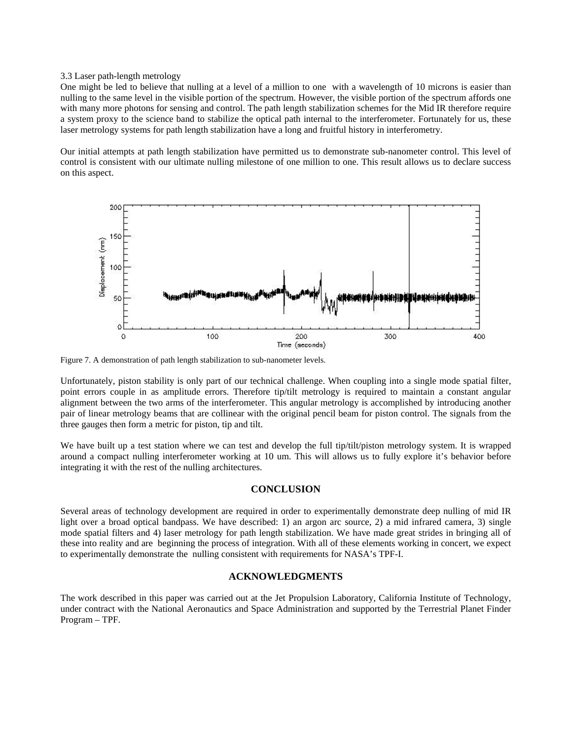3.3 Laser path-length metrology

One might be led to believe that nulling at a level of a million to one with a wavelength of 10 microns is easier than nulling to the same level in the visible portion of the spectrum. However, the visible portion of the spectrum affords one with many more photons for sensing and control. The path length stabilization schemes for the Mid IR therefore require a system proxy to the science band to stabilize the optical path internal to the interferometer. Fortunately for us, these laser metrology systems for path length stabilization have a long and fruitful history in interferometry.

Our initial attempts at path length stabilization have permitted us to demonstrate sub-nanometer control. This level of control is consistent with our ultimate nulling milestone of one million to one. This result allows us to declare success on this aspect.

Figure 7. A demonstration of path length stabilization to sub-nanometer levels.

Unfortunately, piston stability is only part of our technical challenge. When coupling into a single mode spatial filter, point errors couple in as amplitude errors. Therefore tip/tilt metrology is required to maintain a constant angular alignment between the two arms of the interferometer. This angular metrology is accomplished by introducing another pair of linear metrology beams that are collinear with the original pencil beam for piston control. The signals from the three gauges then form a metric for piston, tip and tilt.

We have built up a test station where we can test and develop the full tip/tilt/piston metrology system. It is wrapped around a compact nulling interferometer working at 10 um. This will allows us to fully explore it's behavior before integrating it with the rest of the nulling architectures.

## CONCLUSION

Several areas of technology development are required in order to experimentally demonstrate deep nulling of mid IR light over a broad optical bandpass. We have described: 1) an argon arc source, 2) a mid infrared camera, 3) single mode spatial filters and 4) laser metrology for path length stabilization. We have made great strides in bringing all of these into reality and are beginning the process of integration. With all of these elements working in concert, we expect to experimentally demonstrate the nulling consistent with requirements for NASA's TPF-I.

## ACKNOWLEDGMENTS

The work described in this paper was carried out at the Jet Propulsion Laboratory, California Institute of Technology, under contract with the National Aeronautics and Space Administration and supported by the Terrestrial Planet Finder Program – TPF.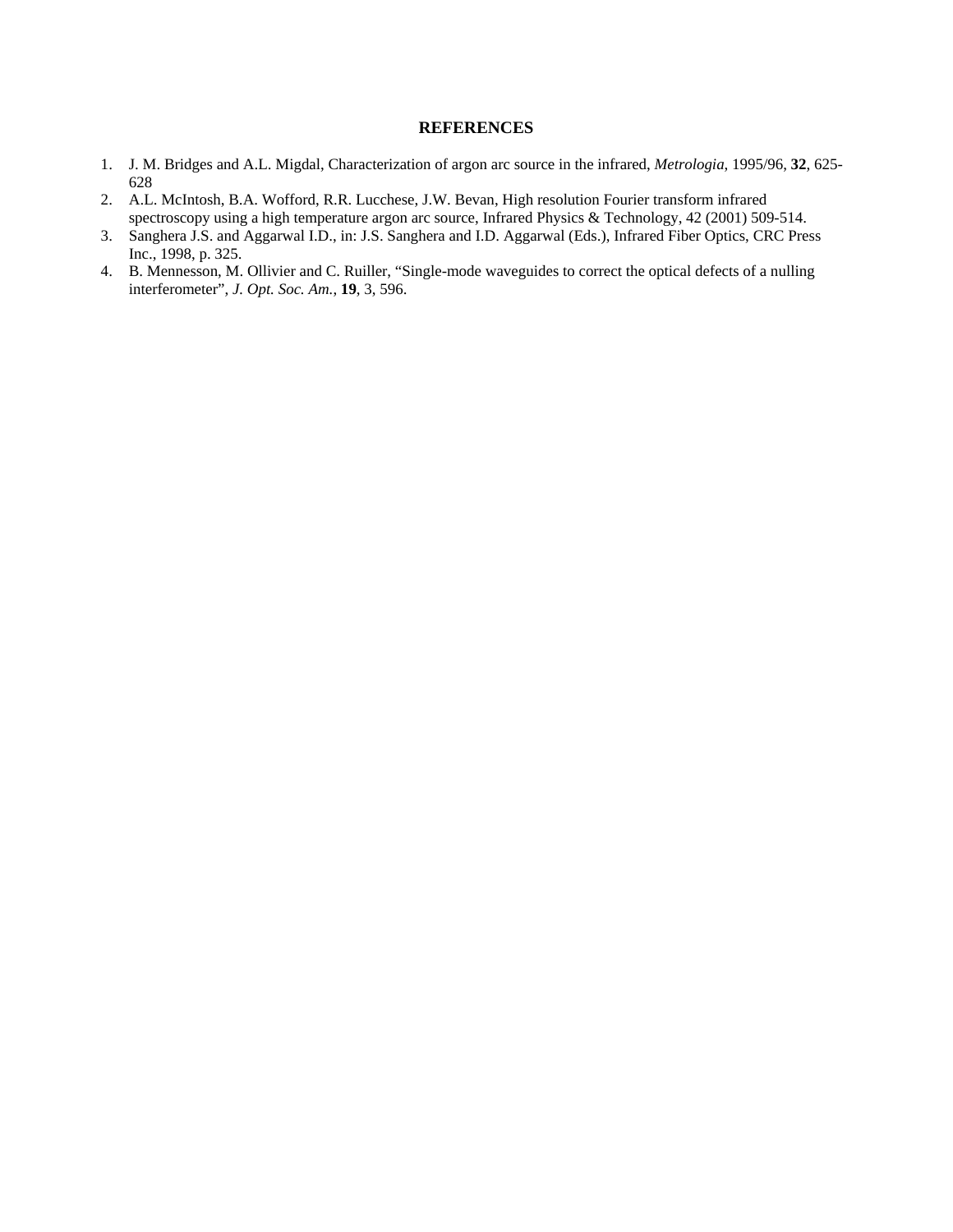## REFERENCES

1. J. M. Bridges and A.L. Migdal, Characterization of argon arc source in the infrared, *Metrologia*, 1995/96, **32**, 625-628
2. A.L. McIntosh, B.A. Wofford, R.R. Lucchese, J.W. Bevan, High resolution Fourier transform infrared spectroscopy using a high temperature argon arc source, Infrared Physics & Technology, 42 (2001) 509-514.
3. Sanghera J.S. and Aggarwal I.D., in: J.S. Sanghera and I.D. Aggarwal (Eds.), Infrared Fiber Optics, CRC Press Inc., 1998, p. 325.
4. B. Mennesson, M. Ollivier and C. Ruiller, "Single-mode waveguides to correct the optical defects of a nulling interferometer", *J. Opt. Soc. Am.*, **19**, 3, 596.